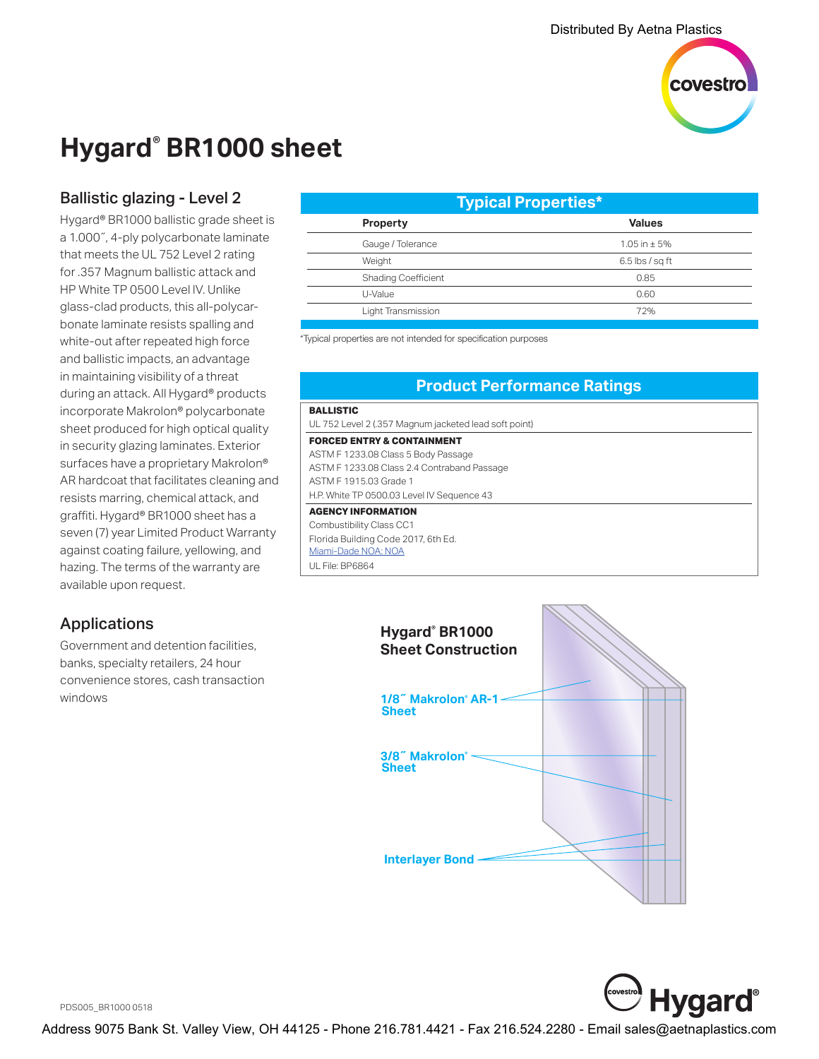Distributed By Aetna Plastics

# Hygard® BR1000 sheet

## Ballistic glazing - Level 2

Hygard® BR1000 ballistic grade sheet is a 1.000˝, 4-ply polycarbonate laminate that meets the UL 752 Level 2 rating for .357 Magnum ballistic attack and HP White TP 0500 Level IV. Unlike glass-clad products, this all-polycarbonate laminate resists spalling and white-out after repeated high force and ballistic impacts, an advantage in maintaining visibility of a threat during an attack. All Hygard® products incorporate Makrolon® polycarbonate sheet produced for high optical quality in security glazing laminates. Exterior surfaces have a proprietary Makrolon® AR hardcoat that facilitates cleaning and resists marring, chemical attack, and graffiti. Hygard® BR1000 sheet has a seven (7) year Limited Product Warranty against coating failure, yellowing, and hazing. The terms of the warranty are available upon request.

## Applications

Government and detention facilities, banks, specialty retailers, 24 hour convenience stores, cash transaction windows

## Typical Properties*

| Property | Values |
|---|---|
| Gauge / Tolerance | 1.05 in ± 5% |
| Weight | 6.5 lbs / sq ft |
| Shading Coefficient | 0.85 |
| U-Value | 0.60 |
| Light Transmission | 72% |

*Typical properties are not intended for specification purposes

## Product Performance Ratings

**BALLISTIC**

UL 752 Level 2 (.357 Magnum jacketed lead soft point)

**FORCED ENTRY & CONTAINMENT**

ASTM F 1233.08 Class 5 Body Passage
ASTM F 1233.08 Class 2.4 Contraband Passage
ASTM F 1915.03 Grade 1
H.P. White TP 0500.03 Level IV Sequence 43

**AGENCY INFORMATION**

Combustibility Class CC1
Florida Building Code 2017, 6th Ed.
Miami-Dade NOA: NOA
UL File: BP6864

### Hygard® BR1000 Sheet Construction

1/8˝ Makrolon® AR-1 Sheet

3/8˝ Makrolon® Sheet

Interlayer Bond

PDS005_BR1000 0518

Address 9075 Bank St. Valley View, OH 44125 - Phone 216.781.4421 - Fax 216.524.2280 - Email sales@aetnaplastics.com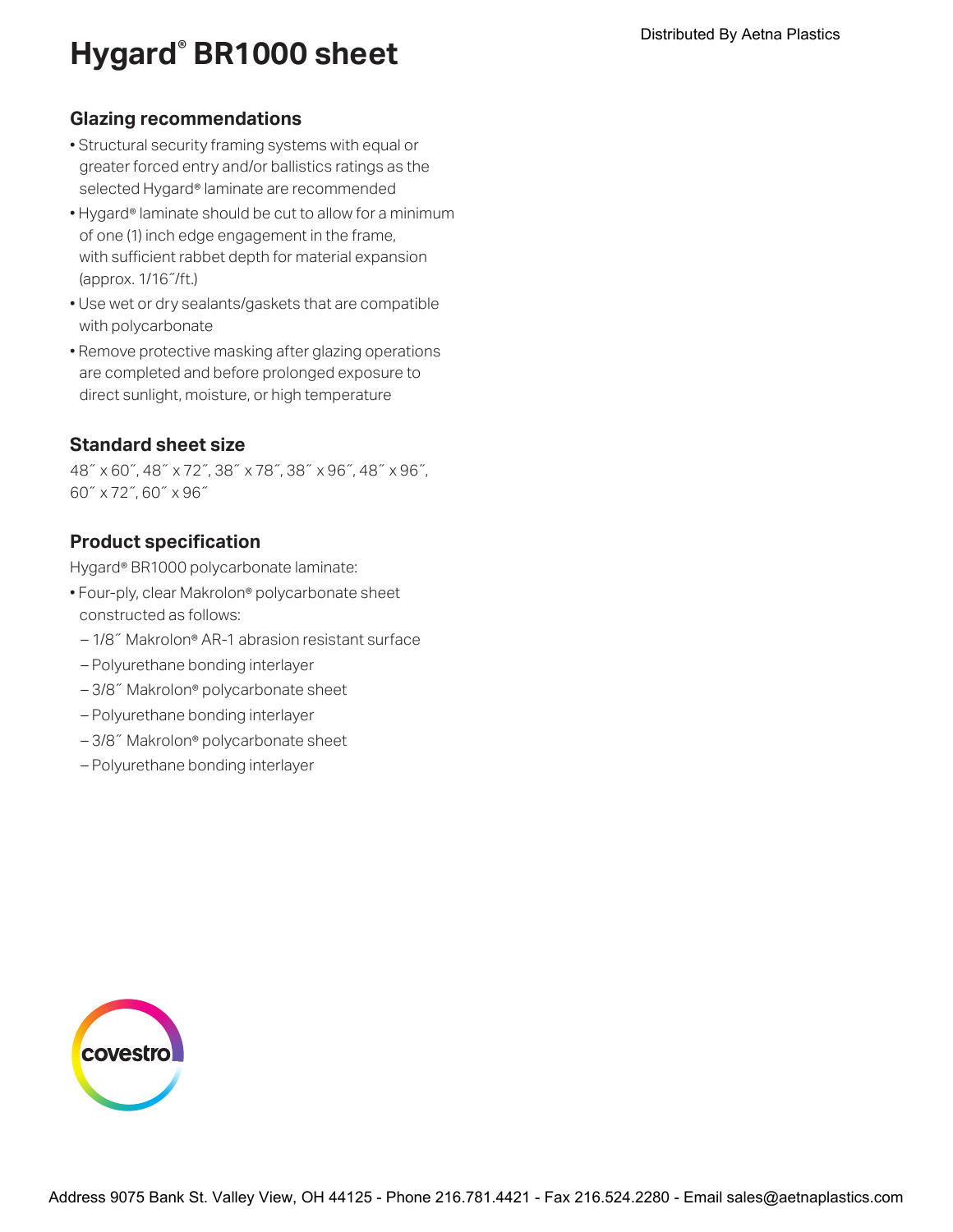# Hygard® BR1000 sheet

Distributed By Aetna Plastics

## Glazing recommendations

- Structural security framing systems with equal or greater forced entry and/or ballistics ratings as the selected Hygard® laminate are recommended
- Hygard® laminate should be cut to allow for a minimum of one (1) inch edge engagement in the frame, with sufficient rabbet depth for material expansion (approx. 1/16″/ft.)
- Use wet or dry sealants/gaskets that are compatible with polycarbonate
- Remove protective masking after glazing operations are completed and before prolonged exposure to direct sunlight, moisture, or high temperature

## Standard sheet size

48″ x 60″, 48″ x 72″, 38″ x 78″, 38″ x 96″, 48″ x 96″, 60″ x 72″, 60″ x 96″

## Product specification

Hygard® BR1000 polycarbonate laminate:

- Four-ply, clear Makrolon® polycarbonate sheet constructed as follows:
  - 1/8″ Makrolon® AR-1 abrasion resistant surface
  - Polyurethane bonding interlayer
  - 3/8″ Makrolon® polycarbonate sheet
  - Polyurethane bonding interlayer
  - 3/8″ Makrolon® polycarbonate sheet
  - Polyurethane bonding interlayer

covestro

Address 9075 Bank St. Valley View, OH 44125 - Phone 216.781.4421 - Fax 216.524.2280 - Email sales@aetnaplastics.com